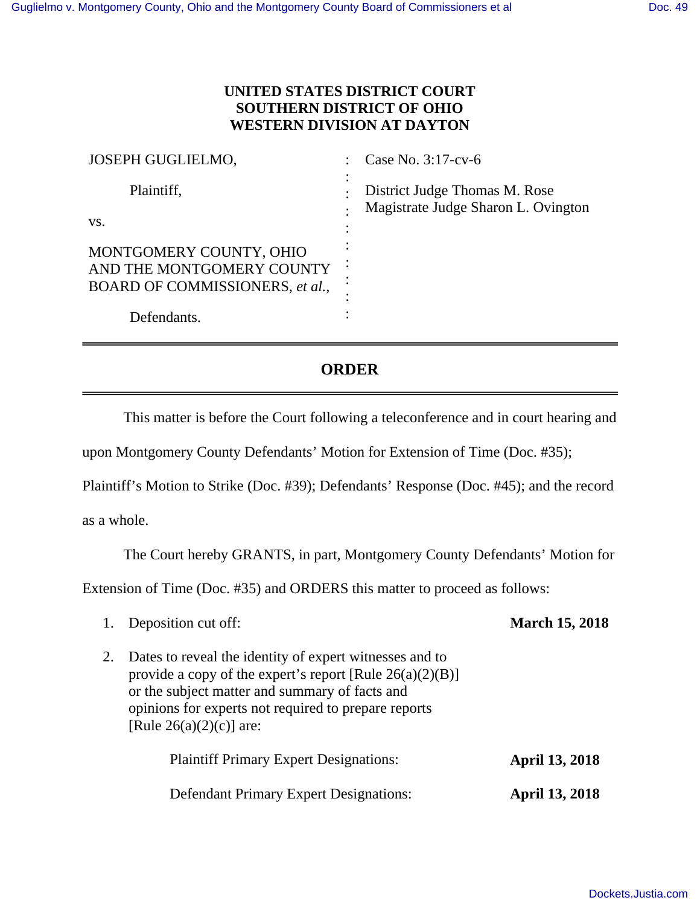**UNITED STATES DISTRICT COURT**
**SOUTHERN DISTRICT OF OHIO**
**WESTERN DIVISION AT DAYTON**

| | | |
|---|---|---|
| JOSEPH GUGLIELMO, | : | Case No. 3:17-cv-6 |
| Plaintiff, | : | District Judge Thomas M. Rose |
| vs. | : | Magistrate Judge Sharon L. Ovington |
| MONTGOMERY COUNTY, OHIO AND THE MONTGOMERY COUNTY BOARD OF COMMISSIONERS, *et al.*, | : | |
| Defendants. | : | |

---

## ORDER

---

This matter is before the Court following a teleconference and in court hearing and upon Montgomery County Defendants' Motion for Extension of Time (Doc. #35); Plaintiff's Motion to Strike (Doc. #39); Defendants' Response (Doc. #45); and the record as a whole.

The Court hereby GRANTS, in part, Montgomery County Defendants' Motion for Extension of Time (Doc. #35) and ORDERS this matter to proceed as follows:

1. Deposition cut off: **March 15, 2018**

2. Dates to reveal the identity of expert witnesses and to provide a copy of the expert's report [Rule 26(a)(2)(B)] or the subject matter and summary of facts and opinions for experts not required to prepare reports [Rule 26(a)(2)(c)] are:

   Plaintiff Primary Expert Designations: **April 13, 2018**

   Defendant Primary Expert Designations: **April 13, 2018**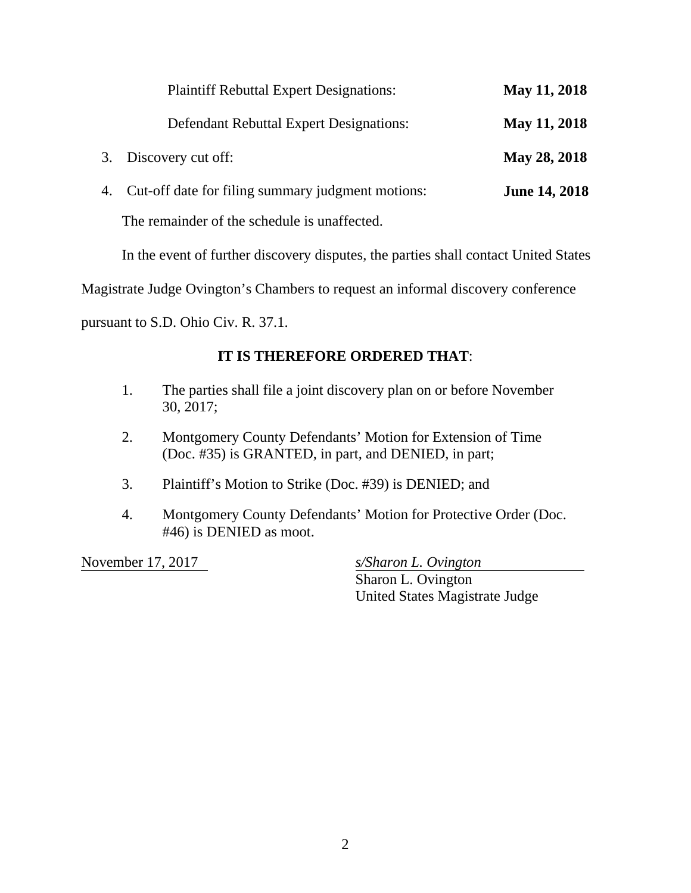Plaintiff Rebuttal Expert Designations: **May 11, 2018**

Defendant Rebuttal Expert Designations: **May 11, 2018**

3. Discovery cut off: **May 28, 2018**

4. Cut-off date for filing summary judgment motions: **June 14, 2018**

The remainder of the schedule is unaffected.

In the event of further discovery disputes, the parties shall contact United States Magistrate Judge Ovington's Chambers to request an informal discovery conference pursuant to S.D. Ohio Civ. R. 37.1.

**IT IS THEREFORE ORDERED THAT**:

1. The parties shall file a joint discovery plan on or before November 30, 2017;

2. Montgomery County Defendants' Motion for Extension of Time (Doc. #35) is GRANTED, in part, and DENIED, in part;

3. Plaintiff's Motion to Strike (Doc. #39) is DENIED; and

4. Montgomery County Defendants' Motion for Protective Order (Doc. #46) is DENIED as moot.

November 17, 2017

*s/Sharon L. Ovington*
Sharon L. Ovington
United States Magistrate Judge